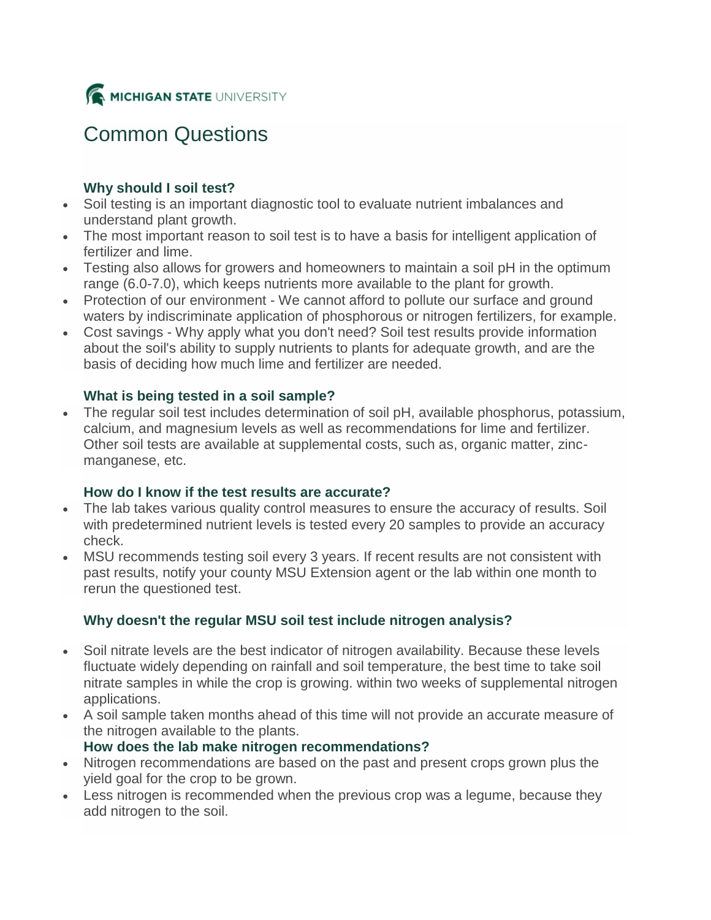MICHIGAN STATE UNIVERSITY

# Common Questions

### Why should I soil test?

- Soil testing is an important diagnostic tool to evaluate nutrient imbalances and understand plant growth.
- The most important reason to soil test is to have a basis for intelligent application of fertilizer and lime.
- Testing also allows for growers and homeowners to maintain a soil pH in the optimum range (6.0-7.0), which keeps nutrients more available to the plant for growth.
- Protection of our environment - We cannot afford to pollute our surface and ground waters by indiscriminate application of phosphorous or nitrogen fertilizers, for example.
- Cost savings - Why apply what you don't need? Soil test results provide information about the soil's ability to supply nutrients to plants for adequate growth, and are the basis of deciding how much lime and fertilizer are needed.

### What is being tested in a soil sample?

- The regular soil test includes determination of soil pH, available phosphorus, potassium, calcium, and magnesium levels as well as recommendations for lime and fertilizer. Other soil tests are available at supplemental costs, such as, organic matter, zinc-manganese, etc.

### How do I know if the test results are accurate?

- The lab takes various quality control measures to ensure the accuracy of results. Soil with predetermined nutrient levels is tested every 20 samples to provide an accuracy check.
- MSU recommends testing soil every 3 years. If recent results are not consistent with past results, notify your county MSU Extension agent or the lab within one month to rerun the questioned test.

### Why doesn't the regular MSU soil test include nitrogen analysis?

- Soil nitrate levels are the best indicator of nitrogen availability. Because these levels fluctuate widely depending on rainfall and soil temperature, the best time to take soil nitrate samples in while the crop is growing. within two weeks of supplemental nitrogen applications.
- A soil sample taken months ahead of this time will not provide an accurate measure of the nitrogen available to the plants.

### How does the lab make nitrogen recommendations?

- Nitrogen recommendations are based on the past and present crops grown plus the yield goal for the crop to be grown.
- Less nitrogen is recommended when the previous crop was a legume, because they add nitrogen to the soil.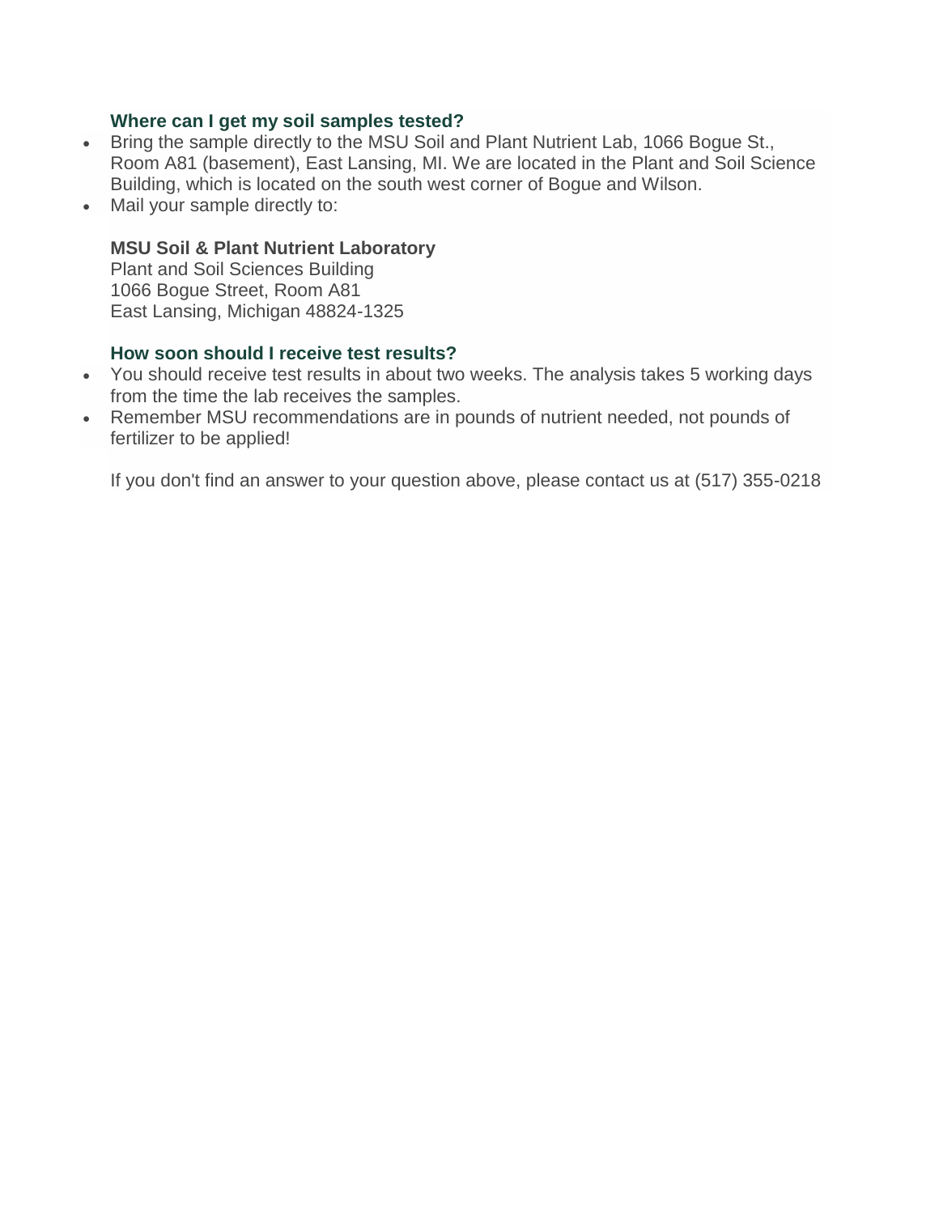### Where can I get my soil samples tested?

- Bring the sample directly to the MSU Soil and Plant Nutrient Lab, 1066 Bogue St., Room A81 (basement), East Lansing, MI. We are located in the Plant and Soil Science Building, which is located on the south west corner of Bogue and Wilson.
- Mail your sample directly to:

  **MSU Soil & Plant Nutrient Laboratory**
  Plant and Soil Sciences Building
  1066 Bogue Street, Room A81
  East Lansing, Michigan 48824-1325

### How soon should I receive test results?

- You should receive test results in about two weeks. The analysis takes 5 working days from the time the lab receives the samples.
- Remember MSU recommendations are in pounds of nutrient needed, not pounds of fertilizer to be applied!

If you don't find an answer to your question above, please contact us at (517) 355-0218